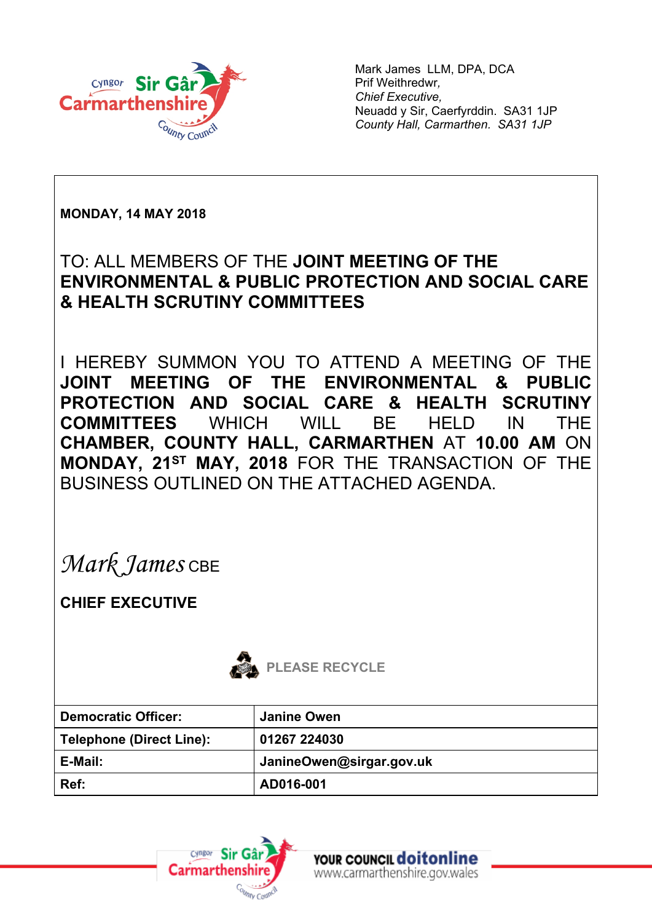Mark James LLM, DPA, DCA
Prif Weithredwr,
*Chief Executive,*
Neuadd y Sir, Caerfyrddin. SA31 1JP
*County Hall, Carmarthen. SA31 1JP*

**MONDAY, 14 MAY 2018**

TO: ALL MEMBERS OF THE **JOINT MEETING OF THE ENVIRONMENTAL & PUBLIC PROTECTION AND SOCIAL CARE & HEALTH SCRUTINY COMMITTEES**

I HEREBY SUMMON YOU TO ATTEND A MEETING OF THE **JOINT MEETING OF THE ENVIRONMENTAL & PUBLIC PROTECTION AND SOCIAL CARE & HEALTH SCRUTINY COMMITTEES** WHICH WILL BE HELD IN THE **CHAMBER, COUNTY HALL, CARMARTHEN** AT **10.00 AM** ON **MONDAY, 21ST MAY, 2018** FOR THE TRANSACTION OF THE BUSINESS OUTLINED ON THE ATTACHED AGENDA.

*Mark James* CBE

**CHIEF EXECUTIVE**

PLEASE RECYCLE

| **Democratic Officer:** | **Janine Owen** |
|---|---|
| **Telephone (Direct Line):** | **01267 224030** |
| **E-Mail:** | **JanineOwen@sirgar.gov.uk** |
| **Ref:** | **AD016-001** |

YOUR COUNCIL doitonline
www.carmarthenshire.gov.wales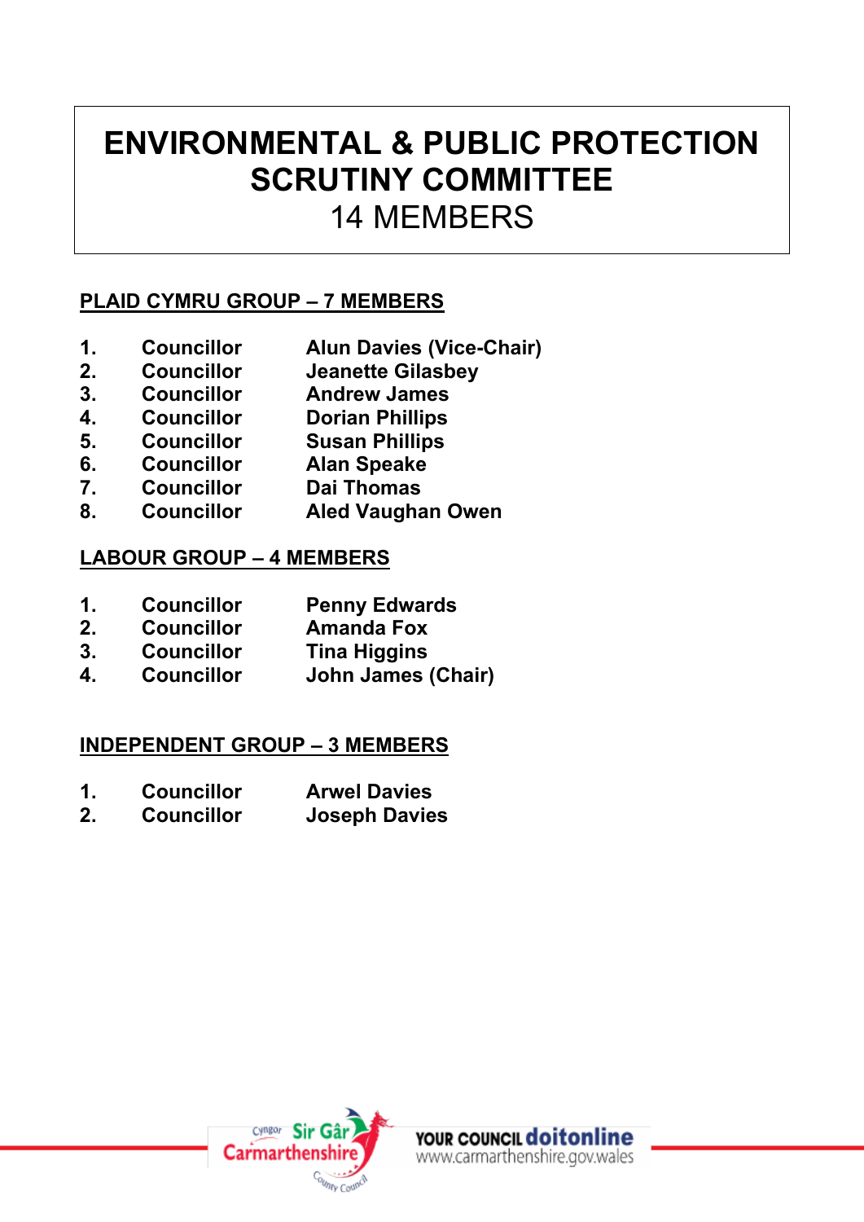# ENVIRONMENTAL & PUBLIC PROTECTION SCRUTINY COMMITTEE

## 14 MEMBERS

### PLAID CYMRU GROUP – 7 MEMBERS

| | | |
|---|---|---|
| **1.** | **Councillor** | **Alun Davies (Vice-Chair)** |
| **2.** | **Councillor** | **Jeanette Gilasbey** |
| **3.** | **Councillor** | **Andrew James** |
| **4.** | **Councillor** | **Dorian Phillips** |
| **5.** | **Councillor** | **Susan Phillips** |
| **6.** | **Councillor** | **Alan Speake** |
| **7.** | **Councillor** | **Dai Thomas** |
| **8.** | **Councillor** | **Aled Vaughan Owen** |

### LABOUR GROUP – 4 MEMBERS

| | | |
|---|---|---|
| **1.** | **Councillor** | **Penny Edwards** |
| **2.** | **Councillor** | **Amanda Fox** |
| **3.** | **Councillor** | **Tina Higgins** |
| **4.** | **Councillor** | **John James (Chair)** |

### INDEPENDENT GROUP – 3 MEMBERS

| | | |
|---|---|---|
| **1.** | **Councillor** | **Arwel Davies** |
| **2.** | **Councillor** | **Joseph Davies** |

Cyngor Sir Gâr Carmarthenshire County Council

YOUR COUNCIL doitonline www.carmarthenshire.gov.wales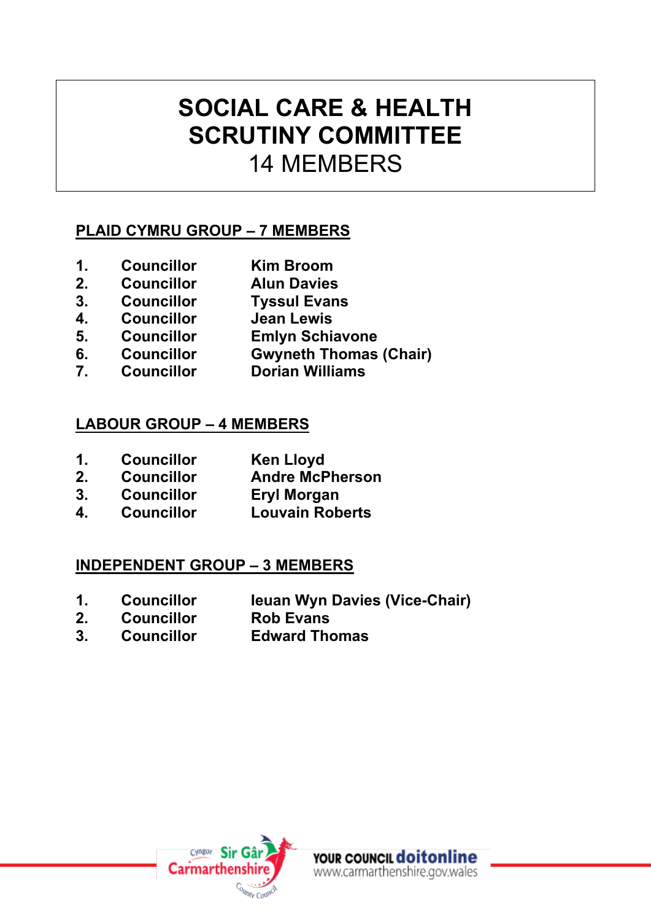# SOCIAL CARE & HEALTH SCRUTINY COMMITTEE
## 14 MEMBERS

**PLAID CYMRU GROUP – 7 MEMBERS**

| | | |
|---|---|---|
| **1.** | **Councillor** | **Kim Broom** |
| **2.** | **Councillor** | **Alun Davies** |
| **3.** | **Councillor** | **Tyssul Evans** |
| **4.** | **Councillor** | **Jean Lewis** |
| **5.** | **Councillor** | **Emlyn Schiavone** |
| **6.** | **Councillor** | **Gwyneth Thomas (Chair)** |
| **7.** | **Councillor** | **Dorian Williams** |

**LABOUR GROUP – 4 MEMBERS**

| | | |
|---|---|---|
| **1.** | **Councillor** | **Ken Lloyd** |
| **2.** | **Councillor** | **Andre McPherson** |
| **3.** | **Councillor** | **Eryl Morgan** |
| **4.** | **Councillor** | **Louvain Roberts** |

**INDEPENDENT GROUP – 3 MEMBERS**

| | | |
|---|---|---|
| **1.** | **Councillor** | **Ieuan Wyn Davies (Vice-Chair)** |
| **2.** | **Councillor** | **Rob Evans** |
| **3.** | **Councillor** | **Edward Thomas** |

Cyngor Sir Gâr Carmarthenshire County Council

YOUR COUNCIL doitonline
www.carmarthenshire.gov.wales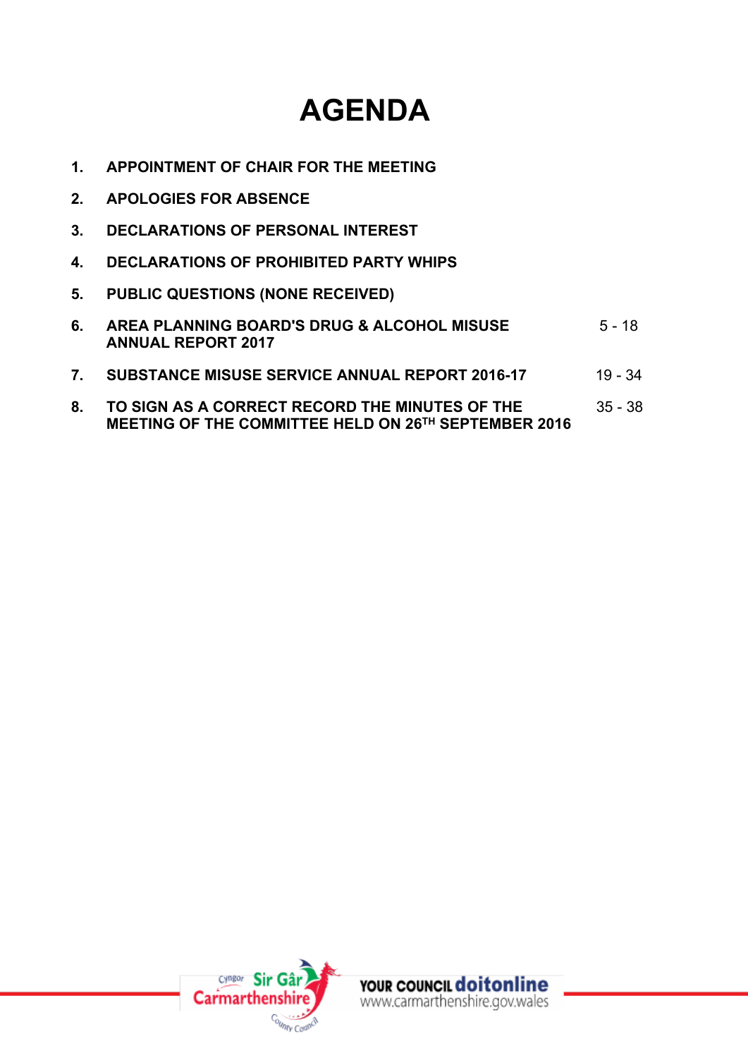# AGENDA

| | | |
|---|---|---|
| **1.** | **APPOINTMENT OF CHAIR FOR THE MEETING** | |
| **2.** | **APOLOGIES FOR ABSENCE** | |
| **3.** | **DECLARATIONS OF PERSONAL INTEREST** | |
| **4.** | **DECLARATIONS OF PROHIBITED PARTY WHIPS** | |
| **5.** | **PUBLIC QUESTIONS (NONE RECEIVED)** | |
| **6.** | **AREA PLANNING BOARD'S DRUG & ALCOHOL MISUSE ANNUAL REPORT 2017** | 5 - 18 |
| **7.** | **SUBSTANCE MISUSE SERVICE ANNUAL REPORT 2016-17** | 19 - 34 |
| **8.** | **TO SIGN AS A CORRECT RECORD THE MINUTES OF THE MEETING OF THE COMMITTEE HELD ON 26TH SEPTEMBER 2016** | 35 - 38 |

Cyngor Sir Gâr Carmarthenshire County Council

YOUR COUNCIL doitonline
www.carmarthenshire.gov.wales